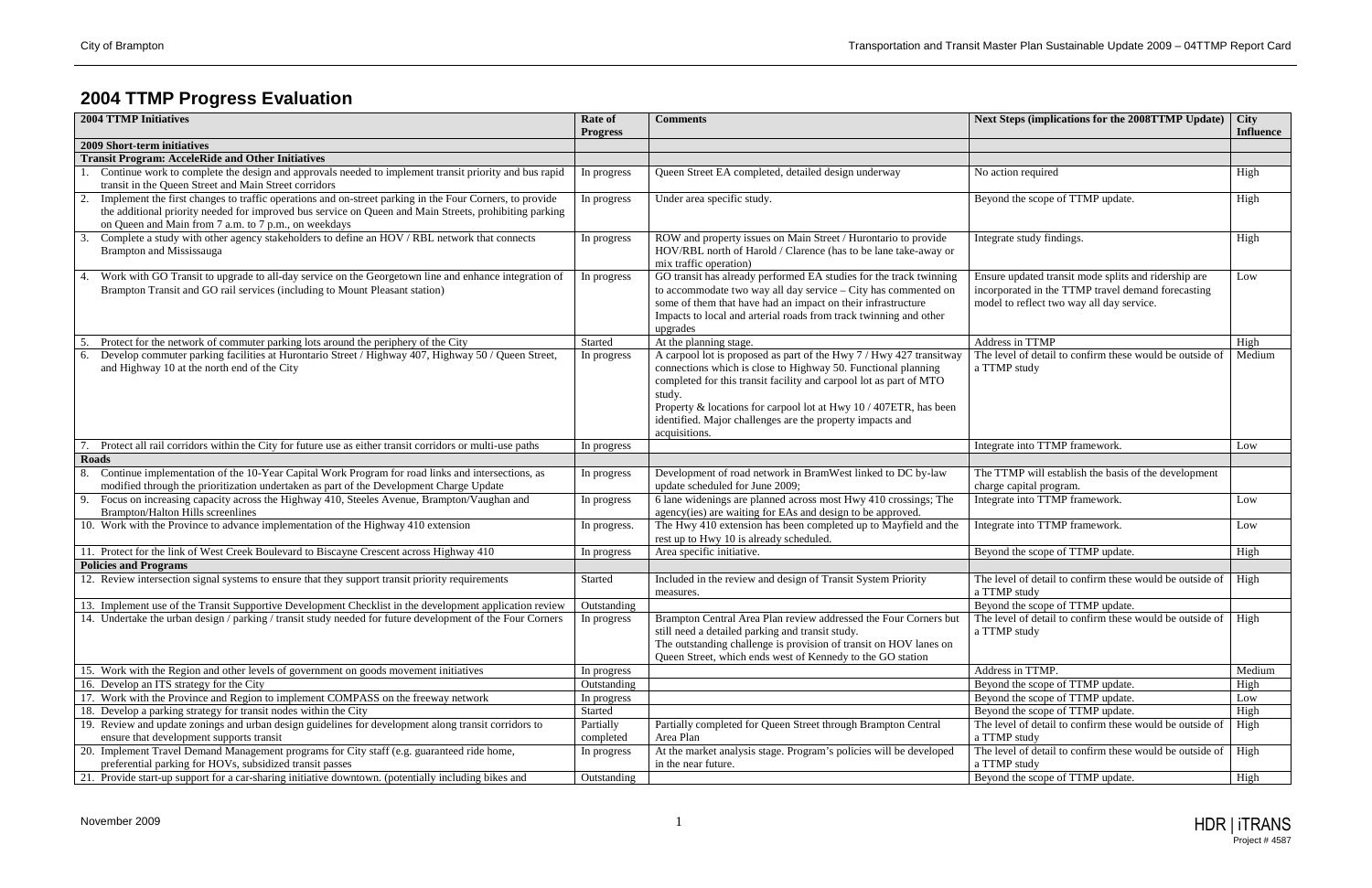## 2004 TTMP Progress Evaluation

| 2004 TTMP Initiatives | Rate of Progress | Comments | Next Steps (implications for the 2008TTMP Update) | City Influence |
|---|---|---|---|---|
| **2009 Short-term initiatives** | | | | |
| **Transit Program: AcceleRide and Other Initiatives** | | | | |
| 1. Continue work to complete the design and approvals needed to implement transit priority and bus rapid transit in the Queen Street and Main Street corridors | In progress | Queen Street EA completed, detailed design underway | No action required | High |
| 2. Implement the first changes to traffic operations and on-street parking in the Four Corners, to provide the additional priority needed for improved bus service on Queen and Main Streets, prohibiting parking on Queen and Main from 7 a.m. to 7 p.m., on weekdays | In progress | Under area specific study. | Beyond the scope of TTMP update. | High |
| 3. Complete a study with other agency stakeholders to define an HOV / RBL network that connects Brampton and Mississauga | In progress | ROW and property issues on Main Street / Hurontario to provide HOV/RBL north of Harold / Clarence (has to be lane take-away or mix traffic operation) | Integrate study findings. | High |
| 4. Work with GO Transit to upgrade to all-day service on the Georgetown line and enhance integration of Brampton Transit and GO rail services (including to Mount Pleasant station) | In progress | GO transit has already performed EA studies for the track twinning to accommodate two way all day service – City has commented on some of them that have had an impact on their infrastructure Impacts to local and arterial roads from track twinning and other upgrades | Ensure updated transit mode splits and ridership are incorporated in the TTMP travel demand forecasting model to reflect two way all day service. | Low |
| 5. Protect for the network of commuter parking lots around the periphery of the City | Started | At the planning stage. | Address in TTMP | High |
| 6. Develop commuter parking facilities at Hurontario Street / Highway 407, Highway 50 / Queen Street, and Highway 10 at the north end of the City | In progress | A carpool lot is proposed as part of the Hwy 7 / Hwy 427 transitway connections which is close to Highway 50. Functional planning completed for this transit facility and carpool lot as part of MTO study. Property & locations for carpool lot at Hwy 10 / 407ETR, has been identified. Major challenges are the property impacts and acquisitions. | The level of detail to confirm these would be outside of a TTMP study | Medium |
| 7. Protect all rail corridors within the City for future use as either transit corridors or multi-use paths | In progress | | Integrate into TTMP framework. | Low |
| **Roads** | | | | |
| 8. Continue implementation of the 10-Year Capital Work Program for road links and intersections, as modified through the prioritization undertaken as part of the Development Charge Update | In progress | Development of road network in BramWest linked to DC by-law update scheduled for June 2009; | The TTMP will establish the basis of the development charge capital program. | |
| 9. Focus on increasing capacity across the Highway 410, Steeles Avenue, Brampton/Vaughan and Brampton/Halton Hills screenlines | In progress | 6 lane widenings are planned across most Hwy 410 crossings; The agency(ies) are waiting for EAs and design to be approved. | Integrate into TTMP framework. | Low |
| 10. Work with the Province to advance implementation of the Highway 410 extension | In progress. | The Hwy 410 extension has been completed up to Mayfield and the rest up to Hwy 10 is already scheduled. | Integrate into TTMP framework. | Low |
| 11. Protect for the link of West Creek Boulevard to Biscayne Crescent across Highway 410 | In progress | Area specific initiative. | Beyond the scope of TTMP update. | High |
| **Policies and Programs** | | | | |
| 12. Review intersection signal systems to ensure that they support transit priority requirements | Started | Included in the review and design of Transit System Priority measures. | The level of detail to confirm these would be outside of a TTMP study | High |
| 13. Implement use of the Transit Supportive Development Checklist in the development application review | Outstanding | | Beyond the scope of TTMP update. | |
| 14. Undertake the urban design / parking / transit study needed for future development of the Four Corners | In progress | Brampton Central Area Plan review addressed the Four Corners but still need a detailed parking and transit study. The outstanding challenge is provision of transit on HOV lanes on Queen Street, which ends west of Kennedy to the GO station | The level of detail to confirm these would be outside of a TTMP study | High |
| 15. Work with the Region and other levels of government on goods movement initiatives | In progress | | Address in TTMP. | Medium |
| 16. Develop an ITS strategy for the City | Outstanding | | Beyond the scope of TTMP update. | High |
| 17. Work with the Province and Region to implement COMPASS on the freeway network | In progress | | Beyond the scope of TTMP update. | Low |
| 18. Develop a parking strategy for transit nodes within the City | Started | | Beyond the scope of TTMP update. | High |
| 19. Review and update zonings and urban design guidelines for development along transit corridors to ensure that development supports transit | Partially completed | Partially completed for Queen Street through Brampton Central Area Plan | The level of detail to confirm these would be outside of a TTMP study | High |
| 20. Implement Travel Demand Management programs for City staff (e.g. guaranteed ride home, preferential parking for HOVs, subsidized transit passes | In progress | At the market analysis stage. Program's policies will be developed in the near future. | The level of detail to confirm these would be outside of a TTMP study | High |
| 21. Provide start-up support for a car-sharing initiative downtown. (potentially including bikes and | Outstanding | | Beyond the scope of TTMP update. | High |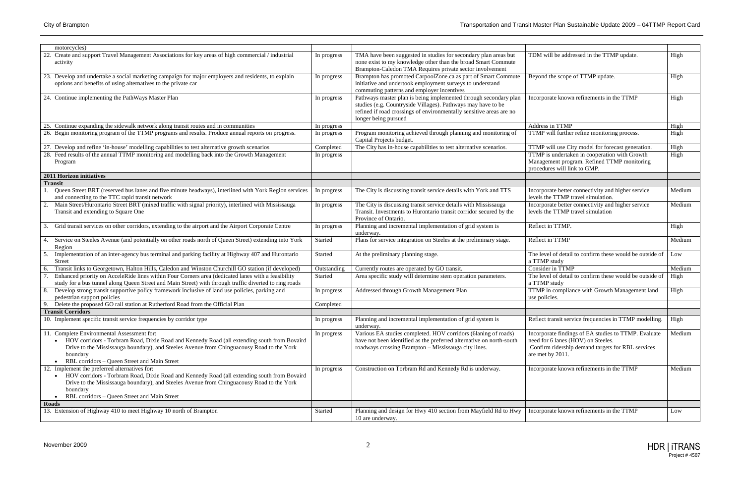| | | | | |
|---|---|---|---|---|
| motorcycles) | | | | |
| 22. Create and support Travel Management Associations for key areas of high commercial / industrial activity | In progress | TMA have been suggested in studies for secondary plan areas but none exist to my knowledge other than the broad Smart Commute Brampton-Caledon TMA Requires private sector involvement | TDM will be addressed in the TTMP update. | High |
| 23. Develop and undertake a social marketing campaign for major employers and residents, to explain options and benefits of using alternatives to the private car | In progress | Brampton has promoted CarpoolZone.ca as part of Smart Commute initiative and undertook employment surveys to understand commuting patterns and employer incentives | Beyond the scope of TTMP update. | High |
| 24. Continue implementing the PathWays Master Plan | In progress | Pathways master plan is being implemented through secondary plan studies (e.g. Countryside Villages). Pathways may have to be refined if road crossings of environmentally sensitive areas are no longer being pursued | Incorporate known refinements in the TTMP | High |
| 25. Continue expanding the sidewalk network along transit routes and in communities | In progress | | Address in TTMP | High |
| 26. Begin monitoring program of the TTMP programs and results. Produce annual reports on progress. | In progress | Program monitoring achieved through planning and monitoring of Capital Projects budget. | TTMP will further refine monitoring process. | High |
| 27. Develop and refine 'in-house' modelling capabilities to test alternative growth scenarios | Completed | The City has in-house capabilities to test alternative scenarios. | TTMP will use City model for forecast generation. | High |
| 28. Feed results of the annual TTMP monitoring and modelling back into the Growth Management Program | In progress | | TTMP is undertaken in cooperation with Growth Management program. Refined TTMP monitoring procedures will link to GMP. | High |
| **2011 Horizon initiatives** | | | | |
| **Transit** | | | | |
| 1. Queen Street BRT (reserved bus lanes and five minute headways), interlined with York Region services and connecting to the TTC rapid transit network | In progress | The City is discussing transit service details with York and TTS | Incorporate better connectivity and higher service levels the TTMP travel simulation. | Medium |
| 2. Main Street/Hurontario Street BRT (mixed traffic with signal priority), interlined with Mississauga Transit and extending to Square One | In progress | The City is discussing transit service details with Mississauga Transit. Investments to Hurontario transit corridor secured by the Province of Ontario. | Incorporate better connectivity and higher service levels the TTMP travel simulation | Medium |
| 3. Grid transit services on other corridors, extending to the airport and the Airport Corporate Centre | In progress | Planning and incremental implementation of grid system is underway. | Reflect in TTMP. | High |
| 4. Service on Steeles Avenue (and potentially on other roads north of Queen Street) extending into York Region | Started | Plans for service integration on Steeles at the preliminary stage. | Reflect in TTMP | Medium |
| 5. Implementation of an inter-agency bus terminal and parking facility at Highway 407 and Hurontario Street | Started | At the preliminary planning stage. | The level of detail to confirm these would be outside of a TTMP study | Low |
| 6. Transit links to Georgetown, Halton Hills, Caledon and Winston Churchill GO station (if developed) | Outstanding | Currently routes are operated by GO transit. | Consider in TTMP | Medium |
| 7. Enhanced priority on AcceleRide lines within Four Corners area (dedicated lanes with a feasibility study for a bus tunnel along Queen Street and Main Street) with through traffic diverted to ring roads | Started | Area specific study will determine stem operation parameters. | The level of detail to confirm these would be outside of a TTMP study | High |
| 8. Develop strong transit supportive policy framework inclusive of land use policies, parking and pedestrian support policies | In progress | Addressed through Growth Management Plan | TTMP in compliance with Growth Management land use policies. | High |
| 9. Delete the proposed GO rail station at Rutherford Road from the Official Plan | Completed | | | |
| **Transit Corridors** | | | | |
| 10. Implement specific transit service frequencies by corridor type | In progress | Planning and incremental implementation of grid system is underway. | Reflect transit service frequencies in TTMP modelling. | High |
| 11. Complete Environmental Assessment for: <br>• HOV corridors - Torbram Road, Dixie Road and Kennedy Road (all extending south from Bovaird Drive to the Mississauga boundary), and Steeles Avenue from Chinguacousy Road to the York boundary <br>• RBL corridors – Queen Street and Main Street | In progress | Various EA studies completed. HOV corridors (6laning of roads) have not been identified as the preferred alternative on north-south roadways crossing Brampton – Mississauga city lines. | Incorporate findings of EA studies to TTMP. Evaluate need for 6 lanes (HOV) on Steeles. Confirm ridership demand targets for RBL services are met by 2011. | Medium |
| 12. Implement the preferred alternatives for: <br>• HOV corridors - Torbram Road, Dixie Road and Kennedy Road (all extending south from Bovaird Drive to the Mississauga boundary), and Steeles Avenue from Chinguacousy Road to the York boundary <br>• RBL corridors – Queen Street and Main Street | In progress | Construction on Torbram Rd and Kennedy Rd is underway. | Incorporate known refinements in the TTMP | Medium |
| **Roads** | | | | |
| 13. Extension of Highway 410 to meet Highway 10 north of Brampton | Started | Planning and design for Hwy 410 section from Mayfield Rd to Hwy 10 are underway. | Incorporate known refinements in the TTMP | Low |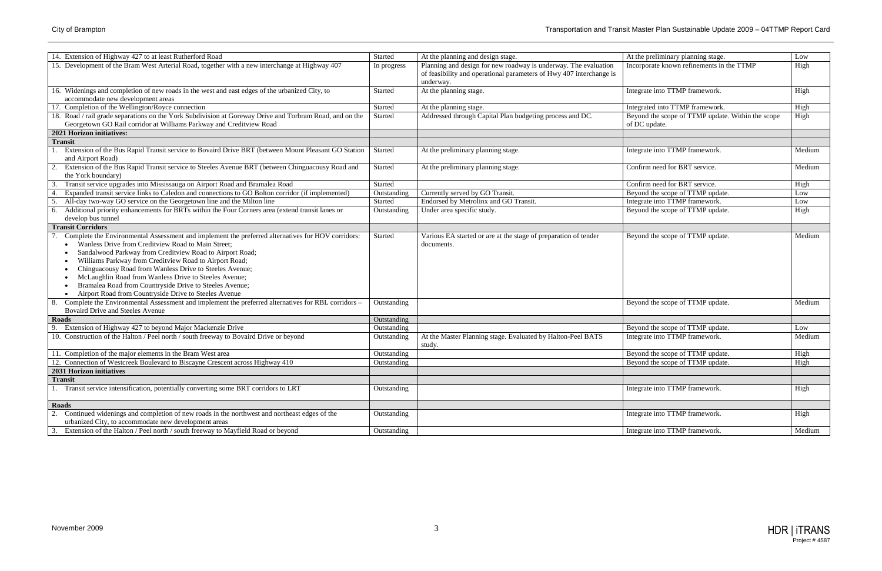| | | | | |
|---|---|---|---|---|
| 14. Extension of Highway 427 to at least Rutherford Road | Started | At the planning and design stage. | At the preliminary planning stage. | Low |
| 15. Development of the Bram West Arterial Road, together with a new interchange at Highway 407 | In progress | Planning and design for new roadway is underway. The evaluation of feasibility and operational parameters of Hwy 407 interchange is underway. | Incorporate known refinements in the TTMP | High |
| 16. Widenings and completion of new roads in the west and east edges of the urbanized City, to accommodate new development areas | Started | At the planning stage. | Integrate into TTMP framework. | High |
| 17. Completion of the Wellington/Royce connection | Started | At the planning stage. | Integrated into TTMP framework. | High |
| 18. Road / rail grade separations on the York Subdivision at Goreway Drive and Torbram Road, and on the Georgetown GO Rail corridor at Williams Parkway and Creditview Road | Started | Addressed through Capital Plan budgeting process and DC. | Beyond the scope of TTMP update. Within the scope of DC update. | High |
| **2021 Horizon initiatives:** | | | | |
| **Transit** | | | | |
| 1. Extension of the Bus Rapid Transit service to Bovaird Drive BRT (between Mount Pleasant GO Station and Airport Road) | Started | At the preliminary planning stage. | Integrate into TTMP framework. | Medium |
| 2. Extension of the Bus Rapid Transit service to Steeles Avenue BRT (between Chinguacousy Road and the York boundary) | Started | At the preliminary planning stage. | Confirm need for BRT service. | Medium |
| 3. Transit service upgrades into Mississauga on Airport Road and Bramalea Road | Started | | Confirm need for BRT service. | High |
| 4. Expanded transit service links to Caledon and connections to GO Bolton corridor (if implemented) | Outstanding | Currently served by GO Transit. | Beyond the scope of TTMP update. | Low |
| 5. All-day two-way GO service on the Georgetown line and the Milton line | Started | Endorsed by Metrolinx and GO Transit. | Integrate into TTMP framework. | Low |
| 6. Additional priority enhancements for BRTs within the Four Corners area (extend transit lanes or develop bus tunnel | Outstanding | Under area specific study. | Beyond the scope of TTMP update. | High |
| **Transit Corridors** | | | | |
| 7. Complete the Environmental Assessment and implement the preferred alternatives for HOV corridors:<br>• Wanless Drive from Creditview Road to Main Street;<br>• Sandalwood Parkway from Creditview Road to Airport Road;<br>• Williams Parkway from Creditview Road to Airport Road;<br>• Chinguacousy Road from Wanless Drive to Steeles Avenue;<br>• McLaughlin Road from Wanless Drive to Steeles Avenue;<br>• Bramalea Road from Countryside Drive to Steeles Avenue;<br>• Airport Road from Countryside Drive to Steeles Avenue | Started | Various EA started or are at the stage of preparation of tender documents. | Beyond the scope of TTMP update. | Medium |
| 8. Complete the Environmental Assessment and implement the preferred alternatives for RBL corridors – Bovaird Drive and Steeles Avenue | Outstanding | | Beyond the scope of TTMP update. | Medium |
| **Roads** | Outstanding | | | |
| 9. Extension of Highway 427 to beyond Major Mackenzie Drive | Outstanding | | Beyond the scope of TTMP update. | Low |
| 10. Construction of the Halton / Peel north / south freeway to Bovaird Drive or beyond | Outstanding | At the Master Planning stage. Evaluated by Halton-Peel BATS study. | Integrate into TTMP framework. | Medium |
| 11. Completion of the major elements in the Bram West area | Outstanding | | Beyond the scope of TTMP update. | High |
| 12. Connection of Westcreek Boulevard to Biscayne Crescent across Highway 410 | Outstanding | | Beyond the scope of TTMP update. | High |
| **2031 Horizon initiatives** | | | | |
| **Transit** | | | | |
| 1. Transit service intensification, potentially converting some BRT corridors to LRT | Outstanding | | Integrate into TTMP framework. | High |
| **Roads** | | | | |
| 2. Continued widenings and completion of new roads in the northwest and northeast edges of the urbanized City, to accommodate new development areas | Outstanding | | Integrate into TTMP framework. | High |
| 3. Extension of the Halton / Peel north / south freeway to Mayfield Road or beyond | Outstanding | | Integrate into TTMP framework. | Medium |